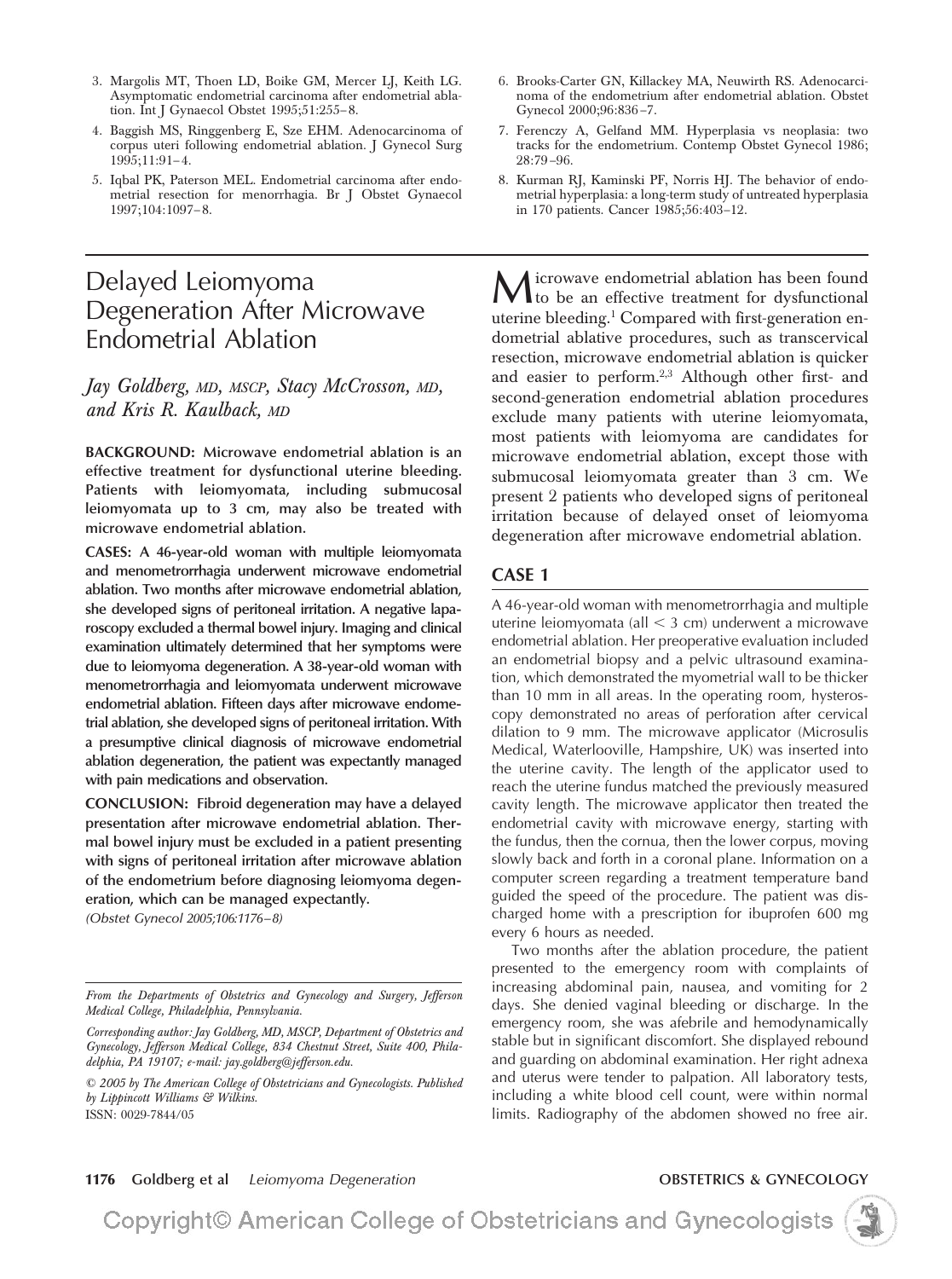3. Margolis MT, Thoen LD, Boike GM, Mercer LJ, Keith LG. Asymptomatic endometrial carcinoma after endometrial ablation. Int J Gynaecol Obstet 1995;51:255–8.
4. Baggish MS, Ringgenberg E, Sze EHM. Adenocarcinoma of corpus uteri following endometrial ablation. J Gynecol Surg 1995;11:91–4.
5. Iqbal PK, Paterson MEL. Endometrial carcinoma after endometrial resection for menorrhagia. Br J Obstet Gynaecol 1997;104:1097–8.
6. Brooks-Carter GN, Killackey MA, Neuwirth RS. Adenocarcinoma of the endometrium after endometrial ablation. Obstet Gynecol 2000;96:836–7.
7. Ferenczy A, Gelfand MM. Hyperplasia vs neoplasia: two tracks for the endometrium. Contemp Obstet Gynecol 1986; 28:79–96.
8. Kurman RJ, Kaminski PF, Norris HJ. The behavior of endometrial hyperplasia: a long-term study of untreated hyperplasia in 170 patients. Cancer 1985;56:403–12.

# Delayed Leiomyoma Degeneration After Microwave Endometrial Ablation

*Jay Goldberg, MD, MSCP, Stacy McCrosson, MD, and Kris R. Kaulback, MD*

**BACKGROUND: Microwave endometrial ablation is an effective treatment for dysfunctional uterine bleeding. Patients with leiomyomata, including submucosal leiomyomata up to 3 cm, may also be treated with microwave endometrial ablation.**

**CASES: A 46-year-old woman with multiple leiomyomata and menometrorrhagia underwent microwave endometrial ablation. Two months after microwave endometrial ablation, she developed signs of peritoneal irritation. A negative laparoscopy excluded a thermal bowel injury. Imaging and clinical examination ultimately determined that her symptoms were due to leiomyoma degeneration. A 38-year-old woman with menometrorrhagia and leiomyomata underwent microwave endometrial ablation. Fifteen days after microwave endometrial ablation, she developed signs of peritoneal irritation. With a presumptive clinical diagnosis of microwave endometrial ablation degeneration, the patient was expectantly managed with pain medications and observation.**

**CONCLUSION: Fibroid degeneration may have a delayed presentation after microwave endometrial ablation. Thermal bowel injury must be excluded in a patient presenting with signs of peritoneal irritation after microwave ablation of the endometrium before diagnosing leiomyoma degeneration, which can be managed expectantly.**

*(Obstet Gynecol 2005;106:1176–8)*

*From the Departments of Obstetrics and Gynecology and Surgery, Jefferson Medical College, Philadelphia, Pennsylvania.*

*Corresponding author: Jay Goldberg, MD, MSCP, Department of Obstetrics and Gynecology, Jefferson Medical College, 834 Chestnut Street, Suite 400, Philadelphia, PA 19107; e-mail: jay.goldberg@jefferson.edu.*

*© 2005 by The American College of Obstetricians and Gynecologists. Published by Lippincott Williams & Wilkins.*
ISSN: 0029-7844/05

Microwave endometrial ablation has been found to be an effective treatment for dysfunctional uterine bleeding.[1] Compared with first-generation endometrial ablative procedures, such as transcervical resection, microwave endometrial ablation is quicker and easier to perform.[2,3] Although other first- and second-generation endometrial ablation procedures exclude many patients with uterine leiomyomata, most patients with leiomyoma are candidates for microwave endometrial ablation, except those with submucosal leiomyomata greater than 3 cm. We present 2 patients who developed signs of peritoneal irritation because of delayed onset of leiomyoma degeneration after microwave endometrial ablation.

## CASE 1

A 46-year-old woman with menometrorrhagia and multiple uterine leiomyomata (all < 3 cm) underwent a microwave endometrial ablation. Her preoperative evaluation included an endometrial biopsy and a pelvic ultrasound examination, which demonstrated the myometrial wall to be thicker than 10 mm in all areas. In the operating room, hysteroscopy demonstrated no areas of perforation after cervical dilation to 9 mm. The microwave applicator (Microsulis Medical, Waterlooville, Hampshire, UK) was inserted into the uterine cavity. The length of the applicator used to reach the uterine fundus matched the previously measured cavity length. The microwave applicator then treated the endometrial cavity with microwave energy, starting with the fundus, then the cornua, then the lower corpus, moving slowly back and forth in a coronal plane. Information on a computer screen regarding a treatment temperature band guided the speed of the procedure. The patient was discharged home with a prescription for ibuprofen 600 mg every 6 hours as needed.

Two months after the ablation procedure, the patient presented to the emergency room with complaints of increasing abdominal pain, nausea, and vomiting for 2 days. She denied vaginal bleeding or discharge. In the emergency room, she was afebrile and hemodynamically stable but in significant discomfort. She displayed rebound and guarding on abdominal examination. Her right adnexa and uterus were tender to palpation. All laboratory tests, including a white blood cell count, were within normal limits. Radiography of the abdomen showed no free air.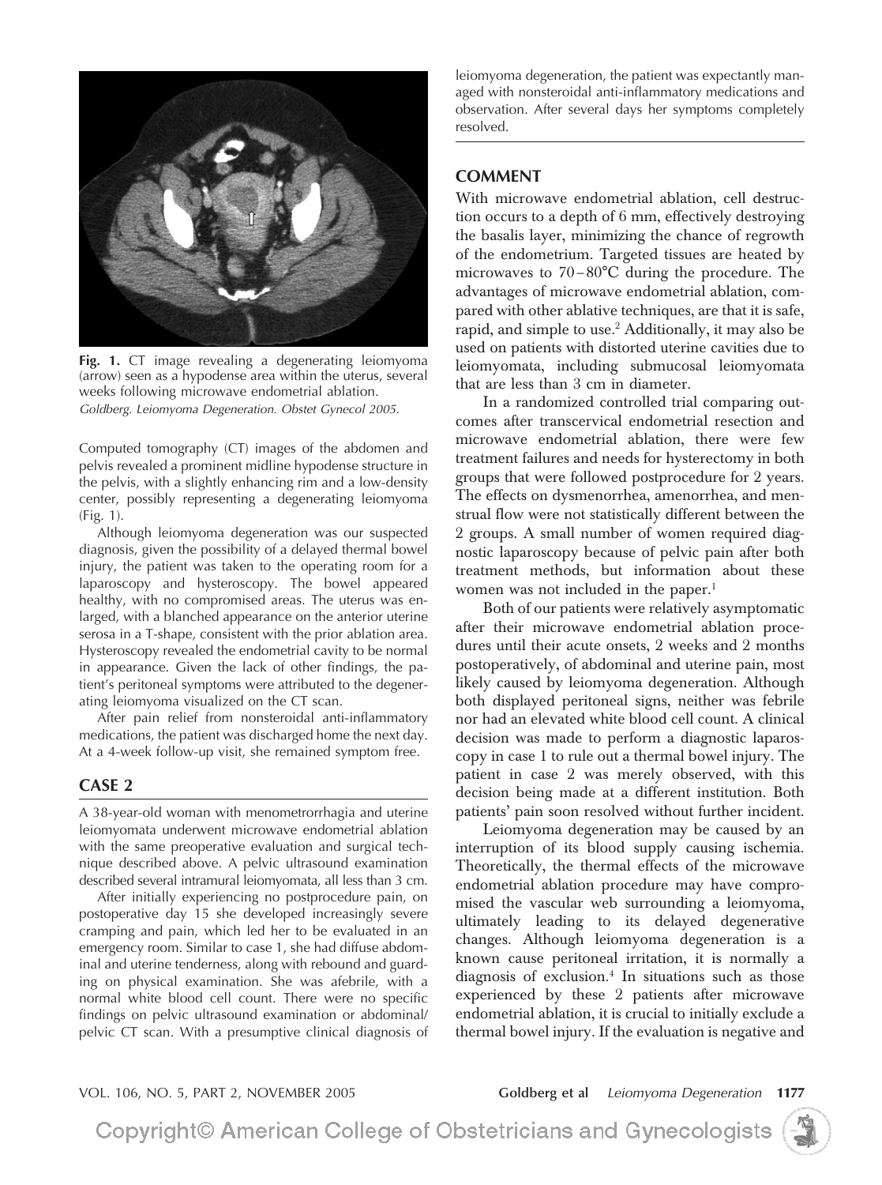**Fig. 1.** CT image revealing a degenerating leiomyoma (arrow) seen as a hypodense area within the uterus, several weeks following microwave endometrial ablation.
*Goldberg. Leiomyoma Degeneration. Obstet Gynecol 2005.*

Computed tomography (CT) images of the abdomen and pelvis revealed a prominent midline hypodense structure in the pelvis, with a slightly enhancing rim and a low-density center, possibly representing a degenerating leiomyoma (Fig. 1).

Although leiomyoma degeneration was our suspected diagnosis, given the possibility of a delayed thermal bowel injury, the patient was taken to the operating room for a laparoscopy and hysteroscopy. The bowel appeared healthy, with no compromised areas. The uterus was enlarged, with a blanched appearance on the anterior uterine serosa in a T-shape, consistent with the prior ablation area. Hysteroscopy revealed the endometrial cavity to be normal in appearance. Given the lack of other findings, the patient's peritoneal symptoms were attributed to the degenerating leiomyoma visualized on the CT scan.

After pain relief from nonsteroidal anti-inflammatory medications, the patient was discharged home the next day. At a 4-week follow-up visit, she remained symptom free.

## CASE 2

A 38-year-old woman with menometrorrhagia and uterine leiomyomata underwent microwave endometrial ablation with the same preoperative evaluation and surgical technique described above. A pelvic ultrasound examination described several intramural leiomyomata, all less than 3 cm.

After initially experiencing no postprocedure pain, on postoperative day 15 she developed increasingly severe cramping and pain, which led her to be evaluated in an emergency room. Similar to case 1, she had diffuse abdominal and uterine tenderness, along with rebound and guarding on physical examination. She was afebrile, with a normal white blood cell count. There were no specific findings on pelvic ultrasound examination or abdominal/pelvic CT scan. With a presumptive clinical diagnosis of leiomyoma degeneration, the patient was expectantly managed with nonsteroidal anti-inflammatory medications and observation. After several days her symptoms completely resolved.

## COMMENT

With microwave endometrial ablation, cell destruction occurs to a depth of 6 mm, effectively destroying the basalis layer, minimizing the chance of regrowth of the endometrium. Targeted tissues are heated by microwaves to 70–80°C during the procedure. The advantages of microwave endometrial ablation, compared with other ablative techniques, are that it is safe, rapid, and simple to use.[2] Additionally, it may also be used on patients with distorted uterine cavities due to leiomyomata, including submucosal leiomyomata that are less than 3 cm in diameter.

In a randomized controlled trial comparing outcomes after transcervical endometrial resection and microwave endometrial ablation, there were few treatment failures and needs for hysterectomy in both groups that were followed postprocedure for 2 years. The effects on dysmenorrhea, amenorrhea, and menstrual flow were not statistically different between the 2 groups. A small number of women required diagnostic laparoscopy because of pelvic pain after both treatment methods, but information about these women was not included in the paper.[1]

Both of our patients were relatively asymptomatic after their microwave endometrial ablation procedures until their acute onsets, 2 weeks and 2 months postoperatively, of abdominal and uterine pain, most likely caused by leiomyoma degeneration. Although both displayed peritoneal signs, neither was febrile nor had an elevated white blood cell count. A clinical decision was made to perform a diagnostic laparoscopy in case 1 to rule out a thermal bowel injury. The patient in case 2 was merely observed, with this decision being made at a different institution. Both patients' pain soon resolved without further incident.

Leiomyoma degeneration may be caused by an interruption of its blood supply causing ischemia. Theoretically, the thermal effects of the microwave endometrial ablation procedure may have compromised the vascular web surrounding a leiomyoma, ultimately leading to its delayed degenerative changes. Although leiomyoma degeneration is a known cause peritoneal irritation, it is normally a diagnosis of exclusion.[4] In situations such as those experienced by these 2 patients after microwave endometrial ablation, it is crucial to initially exclude a thermal bowel injury. If the evaluation is negative and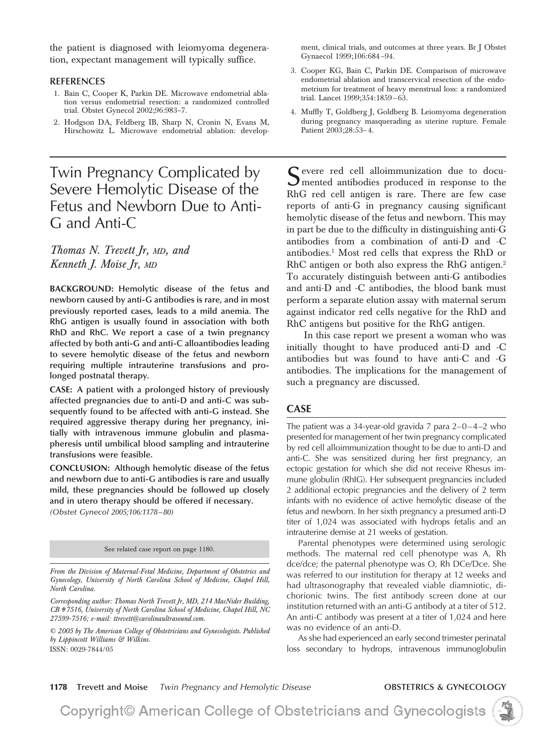the patient is diagnosed with leiomyoma degeneration, expectant management will typically suffice.

### REFERENCES

1. Bain C, Cooper K, Parkin DE. Microwave endometrial ablation versus endometrial resection: a randomized controlled trial. Obstet Gynecol 2002;96:983–7.
2. Hodgson DA, Feldberg IB, Sharp N, Cronin N, Evans M, Hirschowitz L. Microwave endometrial ablation: development, clinical trials, and outcomes at three years. Br J Obstet Gynaecol 1999;106:684–94.
3. Cooper KG, Bain C, Parkin DE. Comparison of microwave endometrial ablation and transcervical resection of the endometrium for treatment of heavy menstrual loss: a randomized trial. Lancet 1999;354:1859–63.
4. Muffly T, Goldberg J, Goldberg B. Leiomyoma degeneration during pregnancy masquerading as uterine rupture. Female Patient 2003;28:53–4.

# Twin Pregnancy Complicated by Severe Hemolytic Disease of the Fetus and Newborn Due to Anti-G and Anti-C

*Thomas N. Trevett Jr, MD, and Kenneth J. Moise Jr, MD*

**BACKGROUND: Hemolytic disease of the fetus and newborn caused by anti-G antibodies is rare, and in most previously reported cases, leads to a mild anemia. The RhG antigen is usually found in association with both RhD and RhC. We report a case of a twin pregnancy affected by both anti-G and anti-C alloantibodies leading to severe hemolytic disease of the fetus and newborn requiring multiple intrauterine transfusions and prolonged postnatal therapy.**

**CASE: A patient with a prolonged history of previously affected pregnancies due to anti-D and anti-C was subsequently found to be affected with anti-G instead. She required aggressive therapy during her pregnancy, initially with intravenous immune globulin and plasmapheresis until umbilical blood sampling and intrauterine transfusions were feasible.**

**CONCLUSION: Although hemolytic disease of the fetus and newborn due to anti-G antibodies is rare and usually mild, these pregnancies should be followed up closely and in utero therapy should be offered if necessary.**

*(Obstet Gynecol 2005;106:1178–80)*

See related case report on page 1180.

*From the Division of Maternal-Fetal Medicine, Department of Obstetrics and Gynecology, University of North Carolina School of Medicine, Chapel Hill, North Carolina.*

*Corresponding author: Thomas North Trevett Jr, MD, 214 MacNider Building, CB #7516, University of North Carolina School of Medicine, Chapel Hill, NC 27599-7516; e-mail: ttrevett@carolinaultrasound.com.*

*© 2005 by The American College of Obstetricians and Gynecologists. Published by Lippincott Williams & Wilkins.*
ISSN: 0029-7844/05

Severe red cell alloimmunization due to documented antibodies produced in response to the RhG red cell antigen is rare. There are few case reports of anti-G in pregnancy causing significant hemolytic disease of the fetus and newborn. This may in part be due to the difficulty in distinguishing anti-G antibodies from a combination of anti-D and -C antibodies.[1] Most red cells that express the RhD or RhC antigen or both also express the RhG antigen.[2] To accurately distinguish between anti-G antibodies and anti-D and -C antibodies, the blood bank must perform a separate elution assay with maternal serum against indicator red cells negative for the RhD and RhC antigens but positive for the RhG antigen.

In this case report we present a woman who was initially thought to have produced anti-D and -C antibodies but was found to have anti-C and -G antibodies. The implications for the management of such a pregnancy are discussed.

## CASE

The patient was a 34-year-old gravida 7 para 2–0–4–2 who presented for management of her twin pregnancy complicated by red cell alloimmunization thought to be due to anti-D and anti-C. She was sensitized during her first pregnancy, an ectopic gestation for which she did not receive Rhesus immune globulin (RhIG). Her subsequent pregnancies included 2 additional ectopic pregnancies and the delivery of 2 term infants with no evidence of active hemolytic disease of the fetus and newborn. In her sixth pregnancy a presumed anti-D titer of 1,024 was associated with hydrops fetalis and an intrauterine demise at 21 weeks of gestation.

Parental phenotypes were determined using serologic methods. The maternal red cell phenotype was A, Rh dce/dce; the paternal phenotype was O, Rh DCe/Dce. She was referred to our institution for therapy at 12 weeks and had ultrasonography that revealed viable diamniotic, dichorionic twins. The first antibody screen done at our institution returned with an anti-G antibody at a titer of 512. An anti-C antibody was present at a titer of 1,024 and here was no evidence of an anti-D.

As she had experienced an early second trimester perinatal loss secondary to hydrops, intravenous immunoglobulin